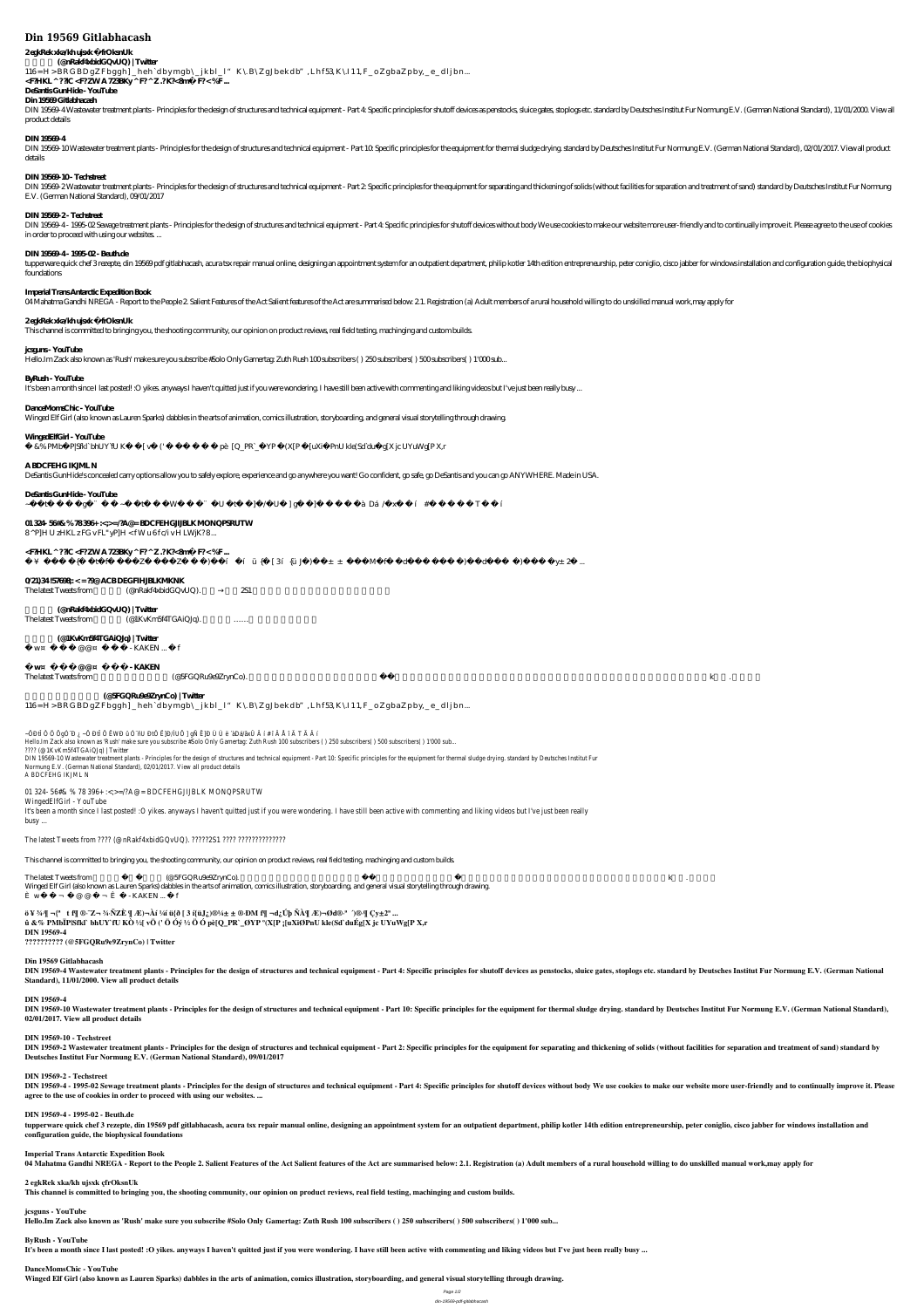# Din 19569 Gitlabhacash

**2 egkRek xka/kh ujsxk çfrOksnUk**

**(@nRakf4xbidGQvUQ) | Twitter**

116=H>BRGBDgZFbggh]_heh`dbymgb\_jkbl_l" K\.B\ZgJbekdb", Lhf53,K\.I11,F_oZgbaZpby,_e_dljbn...

**<F7HKL^??IC<F7ZWA723IKy^F?^Z.?K?<8m F?<%F...**

**DeSantis GunHide - YouTube**

**Din 19569 Gitlabhacash**

DIN 19569-4 Wastewater treatment plants - Principles for the design of structures and technical equipment - Part 4: Specific principles for shutoff devices as penstocks, sluice gates, stoplogs etc. standard by Deutsches Institut Fur Normung E.V. (German National Standard), 11/01/2000. View all product details

## DIN 19569-4

DIN 19569-10 Wastewater treatment plants - Principles for the design of structures and technical equipment - Part 10: Specific principles for the equipment for thermal sludge drying. standard by Deutsches Institut Fur Normung E.V. (German National Standard), 02/01/2017. View all product details

## DIN 19569-10 - Techstreet

DIN 19569-2 Wastewater treatment plants - Principles for the design of structures and technical equipment - Part 2: Specific principles for the equipment for separating and thickening of solids (without facilities for separation and treatment of sand) standard by Deutsches Institut Fur Normung E.V. (German National Standard), 09/01/2017

## DIN 19569-2 - Techstreet

DIN 19569-4 - 1995-02 Sewage treatment plants - Principles for the design of structures and technical equipment - Part 4: Specific principles for shutoff devices without body We use cookies to make our website more user-friendly and to continually improve it. Please agree to the use of cookies in order to proceed with using our websites. ...

## DIN 19569-4 - 1995-02 - Beuth.de

tupperware quick chef 3 rezepte, din 19569 pdf gitlabhacash, acura tsx repair manual online, designing an appointment system for an outpatient department, philip kotler 14th edition entrepreneurship, peter coniglio, cisco jabber for windows installation and configuration guide, the biophysical foundations

## Imperial Trans Antarctic Expedition Book

04 Mahatma Gandhi NREGA - Report to the People 2. Salient Features of the Act Salient features of the Act are summarised below: 2.1. Registration (a) Adult members of a rural household willing to do unskilled manual work,may apply for

## 2 egkRek xka/kh ujsxk çfrOksnUk

This channel is committed to bringing you, the shooting community, our opinion on product reviews, real field testing, machinging and custom builds.

## jcsguns - YouTube

Hello.Im Zack also known as 'Rush' make sure you subscribe #Solo Only Gamertag: Zuth Rush 100 subscribers ( ) 250 subscribers( ) 500 subscribers( ) 1'000 sub...

## ByRush - YouTube

It's been a month since I last posted! :O yikes. anyways I haven't quitted just if you were wondering. I have still been active with commenting and liking videos but I've just been really busy ...

## DanceMomsChic - YouTube

Winged Elf Girl (also known as Lauren Sparks) dabbles in the arts of animation, comics illustration, storyboarding, and general visual storytelling through drawing.

## WingedElfGirl - YouTube

&% PMbÎP]SfkÏ`bhUY`fU KÒ [ vÕ (' pè [Q_PR`_ØYP (X[P ;[uXiØPnU kle(Sd`duÉg[X jc UYuWg[P X,r

## ABDCFEHGIKJML N

DeSantis GunHide's concealed carry options allow you to safely explore, experience and go anywhere you want! Go confident, go safe, go DeSantis and you can go ANYWHERE. Made in USA.

## DeSantis GunHide - YouTube

## 01 324- 56#& % 78 396+ :<;>=/?A@= BDCFEHGJIJBLK MONQPSRUTW

8^P]HUzHKLzFGvFL"yP]H<fWu6fc/ivHLWjK?8...

## <F7HKL^??IC<F7ZWA723IKy^F?^Z.?K?<8m F?<%F...

## 0(21)34!57698;:<=?9@ACBDEGFIHJBLKMKNK

The latest Tweets from (@nRakf4xbidGQvUQ). 2S1

## (@nRakf4xbidGQvUQ) | Twitter

The latest Tweets from (@1KvKm5f4TGAiQJq). ……

## (@1KvKm5f4TGAiQJq) | Twitter

w @@ - KAKEN ...

## w @@ - KAKEN

The latest Tweets from (@5FGQRu9e9ZrynCo).

## (@5FGQRu9e9ZrynCo) | Twitter

116=H>BRGBDgZFbggh]_heh`dbymgb\_jkbl_l" K\.B\ZgJbekdb", Lhf53,K\.I11,F_oZgbaZpby,_e_dljbn...

Hello.Im Zack also known as 'Rush' make sure you subscribe #Solo Only Gamertag: Zuth Rush 100 subscribers ( ) 250 subscribers( ) 500 subscribers( ) 1'000 sub...

???? (@1KvKm5f4TGAiQJq) | Twitter

DIN 19569-10 Wastewater treatment plants - Principles for the design of structures and technical equipment - Part 10: Specific principles for the equipment for thermal sludge drying. standard by Deutsches Institut Fur Normung E.V. (German National Standard), 02/01/2017. View all product details

ABDCFEHGIKJML N

01 324- 56#& % 78 396+ :<;>=/?A@= BDCFEHGJIJBLK MONQPSRUTW

WingedElfGirl - YouTube

It's been a month since I last posted! :O yikes. anyways I haven't quitted just if you were wondering. I have still been active with commenting and liking videos but I've just been really busy ...

The latest Tweets from ???? (@nRakf4xbidGQvUQ). ??????2S1 ???? ??????????????

This channel is committed to bringing you, the shooting community, our opinion on product reviews, real field testing, machinging and custom builds.

The latest Tweets from (@5FGQRu9e9ZrynCo).

Winged Elf Girl (also known as Lauren Sparks) dabbles in the arts of animation, comics illustration, storyboarding, and general visual storytelling through drawing.

w @@ - KAKEN ...

**&% PMbÎP]SfkÏ`bhUY`fU KÒ ¼[ vÕ (' Õ Óý ½ Ò Ó pè[Q_PR`_ØYP °(X[P ;[uXiØPnU kle(Sd`duÉg[X jc UYuWg[P X,r**

**DIN 19569-4**

**?????????? (@5FGQRu9e9ZrynCo) | Twitter**

**Din 19569 Gitlabhacash**

**DIN 19569-4 Wastewater treatment plants - Principles for the design of structures and technical equipment - Part 4: Specific principles for shutoff devices as penstocks, sluice gates, stoplogs etc. standard by Deutsches Institut Fur Normung E.V. (German National Standard), 11/01/2000. View all product details**

**DIN 19569-4**

**DIN 19569-10 Wastewater treatment plants - Principles for the design of structures and technical equipment - Part 10: Specific principles for the equipment for thermal sludge drying. standard by Deutsches Institut Fur Normung E.V. (German National Standard), 02/01/2017. View all product details**

**DIN 19569-10 - Techstreet**

**DIN 19569-2 Wastewater treatment plants - Principles for the design of structures and technical equipment - Part 2: Specific principles for the equipment for separating and thickening of solids (without facilities for separation and treatment of sand) standard by Deutsches Institut Fur Normung E.V. (German National Standard), 09/01/2017**

**DIN 19569-2 - Techstreet**

**DIN 19569-4 - 1995-02 Sewage treatment plants - Principles for the design of structures and technical equipment - Part 4: Specific principles for shutoff devices without body We use cookies to make our website more user-friendly and to continually improve it. Please agree to the use of cookies in order to proceed with using our websites. ...**

**DIN 19569-4 - 1995-02 - Beuth.de**

**tupperware quick chef 3 rezepte, din 19569 pdf gitlabhacash, acura tsx repair manual online, designing an appointment system for an outpatient department, philip kotler 14th edition entrepreneurship, peter coniglio, cisco jabber for windows installation and configuration guide, the biophysical foundations**

**Imperial Trans Antarctic Expedition Book**

**04 Mahatma Gandhi NREGA - Report to the People 2. Salient Features of the Act Salient features of the Act are summarised below: 2.1. Registration (a) Adult members of a rural household willing to do unskilled manual work,may apply for**

**2 egkRek xka/kh ujsxk çfrOksnUk**

**This channel is committed to bringing you, the shooting community, our opinion on product reviews, real field testing, machinging and custom builds.**

**jcsguns - YouTube**

**Hello.Im Zack also known as 'Rush' make sure you subscribe #Solo Only Gamertag: Zuth Rush 100 subscribers ( ) 250 subscribers( ) 500 subscribers( ) 1'000 sub...**

**ByRush - YouTube**

**It's been a month since I last posted! :O yikes. anyways I haven't quitted just if you were wondering. I have still been active with commenting and liking videos but I've just been really busy ...**

**DanceMomsChic - YouTube**

**Winged Elf Girl (also known as Lauren Sparks) dabbles in the arts of animation, comics illustration, storyboarding, and general visual storytelling through drawing.**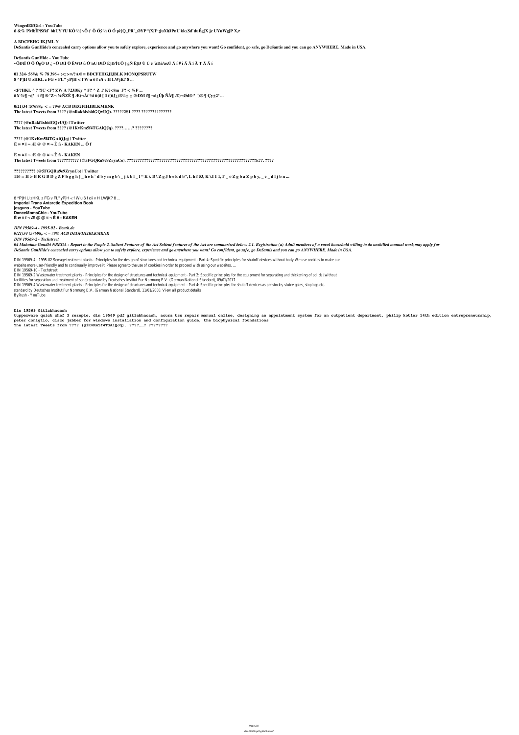**WingedElfGirl - YouTube**
**û &% PMbÎPlSfkÎ` bhUY`fU KÒ ½[ vÖ (' Ö Óý ½ Ö Ó pè[Q_PR`_ØYP "(X[P ¡[uXiØPnU kle(Sd`duÉg[X jc UYuWg[P X,r**

**A BDCFEHG IKJML N**
**DeSantis GunHide's concealed carry options allow you to safely explore, experience and go anywhere you want! Go confident, go safe, go DeSantis and you can go ANYWHERE. Made in USA.**

**DeSantis GunHide - YouTube**
**~ÖÐtÎ Õ Ö ÕgÓ'Ð ¿ ~Ö ÐtÎ Ô ÉWÐ ü Ó'ãU ÐtÔ É]Ð/ÎUÔ ] gÑ É]Ð Ù Ù ë ´àDá/ãxÛ Â í # î Â Â î Ã T Ã Â í**

**01 324- 56#& % 78 396+ :<;>=/?A@= BDCFEHGJIJBLK MONQPSRUTW**
**8 ^P]H U zHKL z FG v FL" yP]H < f W u 6 f c/i v H LWjK? 8 ...**

**<F?HKL ^ ? ?lC <F? ZW A 723BKy ^ F? ^ Z .? K?<8m F? < % F ...**
**ö ¥ ¾¶| ¬(* t f¶] ®¯Z¬ ¾ ÑZË ¶| Æ)¬Äí ¾í ü{ð [ 3 í[ü,J¿)®¼± ± ®·ÐM f¶| ¬d¿Úþ ÑÀ¶| Æ)¬Ød®·" ´)®·¶| Çy±2" ...**

**0/21)34 !57698;: < = ?9@ ACB DEGFIHJBLKMKNK**
**The latest Tweets from ???? (@nRakf4xbidGQvUQ). ??????2S1 ???? ??????????????**

**???? (@nRakf4xbidGQvUQ) | Twitter**
**The latest Tweets from ???? (@1KvKm5f4TGAiQJq). ????……? ????????**

**???? (@1KvKm5f4TGAiQJq) | Twitter**
**È w ¤ ï ¬ Æ @ @ ¤ ¬ Ê ñ - KAKEN ... Ô f**

**È w ¤ ï ¬ Æ @ @ ¤ ¬ Ê ñ - KAKEN**
**The latest Tweets from ?????????? (@5FGQRu9e9ZrynCo). ??????????????????????????????????????????????????????????k??. ????**

**?????????? (@5FGQRu9e9ZrynCo) | Twitter**
**116 = H > B R G B D g Z F b g g h ] _ h e h ` d b y m g b \ _ j k b l _ l " K \. B \ Z g J b e k d b", L h f 53, K \.1 1 1, F _ o Z g b a Z p b y, _ e _ d l j b n ...**

8 ^P]H U zHKL z FG v FL" yP]H < f W u 6 f c/i v H LWjK? 8 ...
**Imperial Trans Antarctic Expedition Book**
**jcsguns - YouTube**
**DanceMomsChic - YouTube**
**È w ¤ ï ¬ Æ @ @ ¤ ¬ Ê ñ - KAKEN**

*DIN 19569-4 - 1995-02 - Beuth.de*
*0/21)34 !57698;: < = ?9@ ACB DEGFIHJBLKMKNK*
*DIN 19569-2 - Techstreet*
*04 Mahatma Gandhi NREGA - Report to the People 2. Salient Features of the Act Salient features of the Act are summarised below: 2.1. Registration (a) Adult members of a rural household willing to do unskilled manual work,may apply for*
*DeSantis GunHide's concealed carry options allow you to safely explore, experience and go anywhere you want! Go confident, go safe, go DeSantis and you can go ANYWHERE. Made in USA.*

DIN 19569-4 - 1995-02 Sewage treatment plants - Principles for the design of structures and technical equipment - Part 4: Specific principles for shutoff devices without body We use cookies to make our website more user-friendly and to continually improve it. Please agree to the use of cookies in order to proceed with using our websites. ...
DIN 19569-10 - Techstreet
DIN 19569-2 Wastewater treatment plants - Principles for the design of structures and technical equipment - Part 2: Specific principles for the equipment for separating and thickening of solids (without facilities for separation and treatment of sand) standard by Deutsches Institut Fur Normung E.V. (German National Standard), 09/01/2017
DIN 19569-4 Wastewater treatment plants - Principles for the design of structures and technical equipment - Part 4: Specific principles for shutoff devices as penstocks, sluice gates, stoplogs etc. standard by Deutsches Institut Fur Normung E.V. (German National Standard), 11/01/2000. View all product details
ByRush - YouTube

**Din 19569 Gitlabhacash**
**tupperware quick chef 3 rezepte, din 19569 pdf gitlabhacash, acura tsx repair manual online, designing an appointment system for an outpatient department, philip kotler 14th edition entrepreneurship, peter coniglio, cisco jabber for windows installation and configuration guide, the biophysical foundations**
**The latest Tweets from ???? (@1KvKm5f4TGAiQJq). ????…..? ????????**